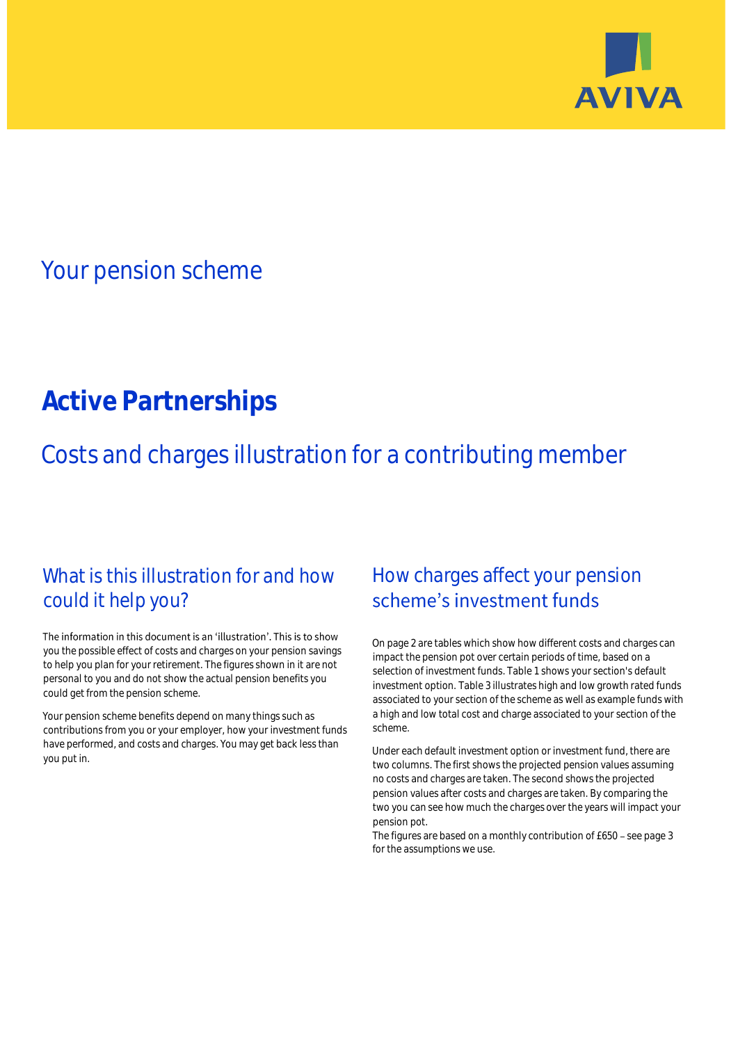AVIVA

# Your pension scheme

# Active Partnerships

## Costs and charges illustration for a contributing member

## What is this illustration for and how could it help you?

The information in this document is an 'illustration'. This is to show you the possible effect of costs and charges on your pension savings to help you plan for your retirement. The figures shown in it are not personal to you and do not show the actual pension benefits you could get from the pension scheme.

Your pension scheme benefits depend on many things such as contributions from you or your employer, how your investment funds have performed, and costs and charges. You may get back less than you put in.

## How charges affect your pension scheme's investment funds

On page 2 are tables which show how different costs and charges can impact the pension pot over certain periods of time, based on a selection of investment funds. Table 1 shows your section's default investment option. Table 3 illustrates high and low growth rated funds associated to your section of the scheme as well as example funds with a high and low total cost and charge associated to your section of the scheme.

Under each default investment option or investment fund, there are two columns. The first shows the projected pension values assuming no costs and charges are taken. The second shows the projected pension values after costs and charges are taken. By comparing the two you can see how much the charges over the years will impact your pension pot.
The figures are based on a monthly contribution of £650 – see page 3 for the assumptions we use.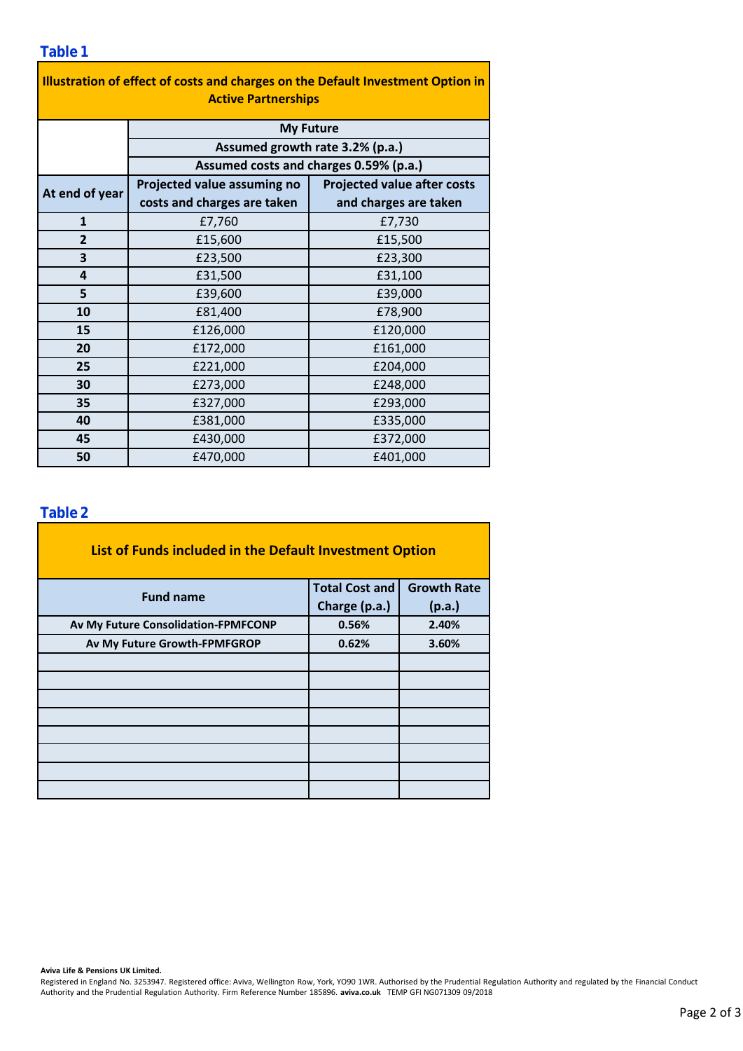## Table 1

| Illustration of effect of costs and charges on the Default Investment Option in Active Partnerships | | |
|---|---|---|
| | My Future | |
| | Assumed growth rate 3.2% (p.a.) | |
| | Assumed costs and charges 0.59% (p.a.) | |
| **At end of year** | **Projected value assuming no costs and charges are taken** | **Projected value after costs and charges are taken** |
| 1 | £7,760 | £7,730 |
| 2 | £15,600 | £15,500 |
| 3 | £23,500 | £23,300 |
| 4 | £31,500 | £31,100 |
| 5 | £39,600 | £39,000 |
| 10 | £81,400 | £78,900 |
| 15 | £126,000 | £120,000 |
| 20 | £172,000 | £161,000 |
| 25 | £221,000 | £204,000 |
| 30 | £273,000 | £248,000 |
| 35 | £327,000 | £293,000 |
| 40 | £381,000 | £335,000 |
| 45 | £430,000 | £372,000 |
| 50 | £470,000 | £401,000 |

## Table 2

| List of Funds included in the Default Investment Option | | |
|---|---|---|
| **Fund name** | **Total Cost and Charge (p.a.)** | **Growth Rate (p.a.)** |
| Av My Future Consolidation-FPMFCONP | 0.56% | 2.40% |
| Av My Future Growth-FPMFGROP | 0.62% | 3.60% |
| | | |
| | | |
| | | |
| | | |
| | | |
| | | |
| | | |
| | | |

**Aviva Life & Pensions UK Limited.**
Registered in England No. 3253947. Registered office: Aviva, Wellington Row, York, YO90 1WR. Authorised by the Prudential Regulation Authority and regulated by the Financial Conduct Authority and the Prudential Regulation Authority. Firm Reference Number 185896. **aviva.co.uk** TEMP GFI NG071309 09/2018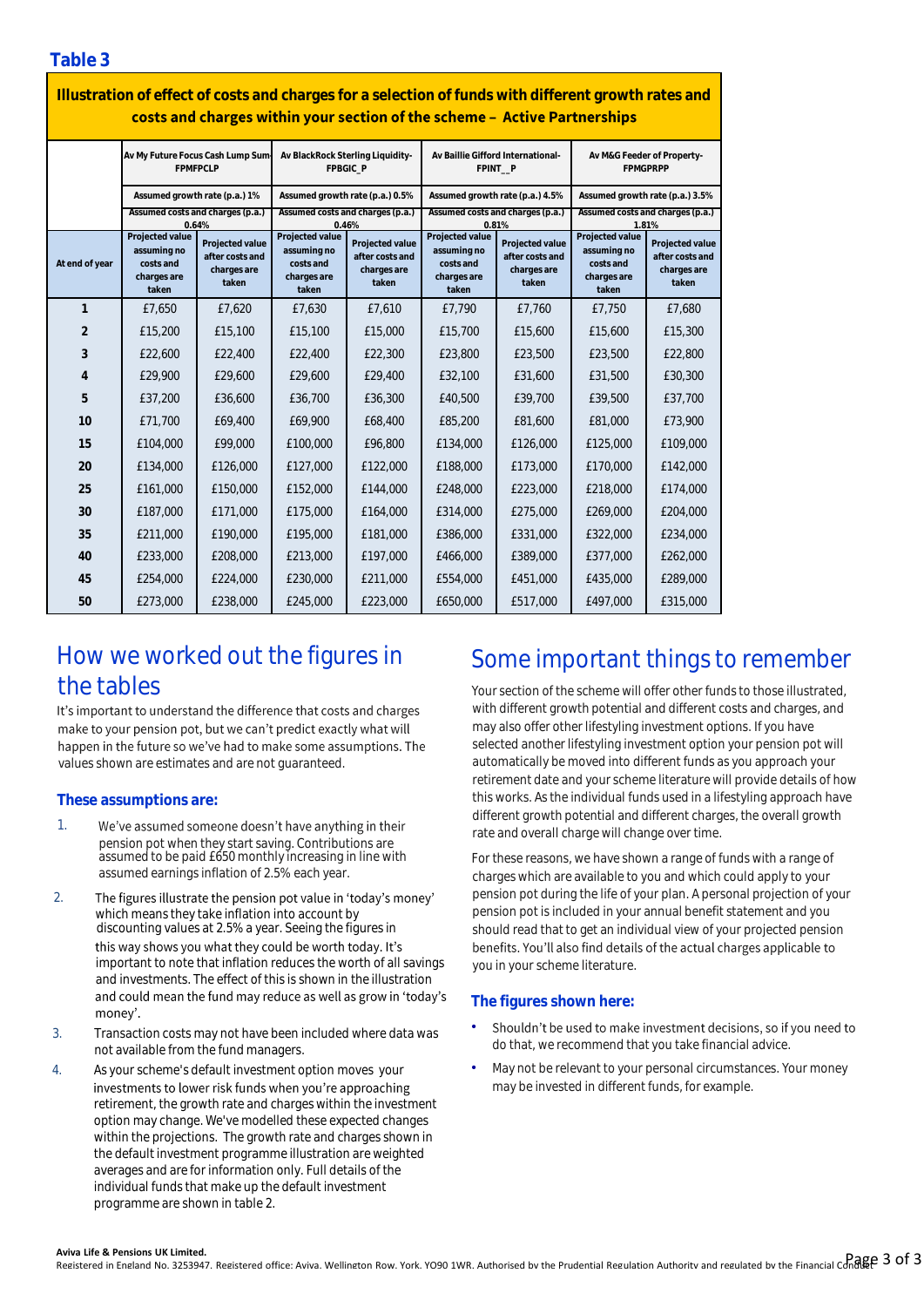## Table 3

| Illustration of effect of costs and charges for a selection of funds with different growth rates and costs and charges within your section of the scheme – Active Partnerships | | | | | | | | |
|---|---|---|---|---|---|---|---|---|
| | Av My Future Focus Cash Lump Sum-FPMFPCLP | | Av BlackRock Sterling Liquidity-FPBGIC_P | | Av Baillie Gifford International-FPINT__P | | Av M&G Feeder of Property-FPMGPRPP | |
| | Assumed growth rate (p.a.) 1% | | Assumed growth rate (p.a.) 0.5% | | Assumed growth rate (p.a.) 4.5% | | Assumed growth rate (p.a.) 3.5% | |
| | Assumed costs and charges (p.a.) 0.64% | | Assumed costs and charges (p.a.) 0.46% | | Assumed costs and charges (p.a.) 0.81% | | Assumed costs and charges (p.a.) 1.81% | |
| At end of year | Projected value assuming no costs and charges are taken | Projected value after costs and charges are taken | Projected value assuming no costs and charges are taken | Projected value after costs and charges are taken | Projected value assuming no costs and charges are taken | Projected value after costs and charges are taken | Projected value assuming no costs and charges are taken | Projected value after costs and charges are taken |
| 1 | £7,650 | £7,620 | £7,630 | £7,610 | £7,790 | £7,760 | £7,750 | £7,680 |
| 2 | £15,200 | £15,100 | £15,100 | £15,000 | £15,700 | £15,600 | £15,600 | £15,300 |
| 3 | £22,600 | £22,400 | £22,400 | £22,300 | £23,800 | £23,500 | £23,500 | £22,800 |
| 4 | £29,900 | £29,600 | £29,600 | £29,400 | £32,100 | £31,600 | £31,500 | £30,300 |
| 5 | £37,200 | £36,600 | £36,700 | £36,300 | £40,500 | £39,700 | £39,500 | £37,700 |
| 10 | £71,700 | £69,400 | £69,900 | £68,400 | £85,200 | £81,600 | £81,000 | £73,900 |
| 15 | £104,000 | £99,000 | £100,000 | £96,800 | £134,000 | £126,000 | £125,000 | £109,000 |
| 20 | £134,000 | £126,000 | £127,000 | £122,000 | £188,000 | £173,000 | £170,000 | £142,000 |
| 25 | £161,000 | £150,000 | £152,000 | £144,000 | £248,000 | £223,000 | £218,000 | £174,000 |
| 30 | £187,000 | £171,000 | £175,000 | £164,000 | £314,000 | £275,000 | £269,000 | £204,000 |
| 35 | £211,000 | £190,000 | £195,000 | £181,000 | £386,000 | £331,000 | £322,000 | £234,000 |
| 40 | £233,000 | £208,000 | £213,000 | £197,000 | £466,000 | £389,000 | £377,000 | £262,000 |
| 45 | £254,000 | £224,000 | £230,000 | £211,000 | £554,000 | £451,000 | £435,000 | £289,000 |
| 50 | £273,000 | £238,000 | £245,000 | £223,000 | £650,000 | £517,000 | £497,000 | £315,000 |

# How we worked out the figures in the tables

It's important to understand the difference that costs and charges make to your pension pot, but we can't predict exactly what will happen in the future so we've had to make some assumptions. The values shown are estimates and are not guaranteed.

### These assumptions are:

1. We've assumed someone doesn't have anything in their pension pot when they start saving. Contributions are assumed to be paid £650 monthly increasing in line with assumed earnings inflation of 2.5% each year.
2. The figures illustrate the pension pot value in 'today's money' which means they take inflation into account by discounting values at 2.5% a year. Seeing the figures in this way shows you what they could be worth today. It's important to note that inflation reduces the worth of all savings and investments. The effect of this is shown in the illustration and could mean the fund may reduce as well as grow in 'today's money'.
3. Transaction costs may not have been included where data was not available from the fund managers.
4. As your scheme's default investment option moves your investments to lower risk funds when you're approaching retirement, the growth rate and charges within the investment option may change. We've modelled these expected changes within the projections. The growth rate and charges shown in the default investment programme illustration are weighted averages and are for information only. Full details of the individual funds that make up the default investment programme are shown in table 2.

# Some important things to remember

Your section of the scheme will offer other funds to those illustrated, with different growth potential and different costs and charges, and may also offer other lifestyling investment options. If you have selected another lifestyling investment option your pension pot will automatically be moved into different funds as you approach your retirement date and your scheme literature will provide details of how this works. As the individual funds used in a lifestyling approach have different growth potential and different charges, the overall growth rate and overall charge will change over time.

For these reasons, we have shown a range of funds with a range of charges which are available to you and which could apply to your pension pot during the life of your plan. A personal projection of your pension pot is included in your annual benefit statement and you should read that to get an individual view of your projected pension benefits. You'll also find details of the actual charges applicable to you in your scheme literature.

### The figures shown here:

- Shouldn't be used to make investment decisions, so if you need to do that, we recommend that you take financial advice.
- May not be relevant to your personal circumstances. Your money may be invested in different funds, for example.

**Aviva Life & Pensions UK Limited.**
Registered in England No. 3253947. Registered office: Aviva, Wellington Row, York, YO90 1WR. Authorised by the Prudential Regulation Authority and regulated by the Financial Conduct